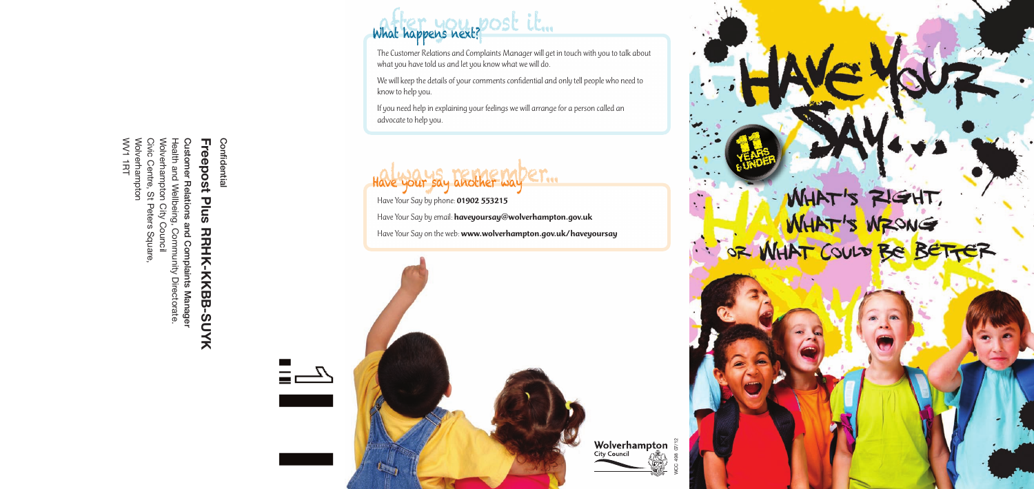Confidential

**Freepost Plus RRHK-KKBB-SUYK**

**Customer Relations and Complaints Manager**
Health and Wellbeing, Community Directorate.
Wolverhampton City Council
Civic Centre, St Peters Square,
Wolverhampton
WV1 1RT

## after you post it...

### What happens next?

The Customer Relations and Complaints Manager will get in touch with you to talk about what you have told us and let you know what we will do.

We will keep the details of your comments confidential and only tell people who need to know to help you.

If you need help in explaining your feelings we will arrange for a person called an advocate to help you.

## always remember...

### Have your say another way

Have Your Say by phone: **01902 553215**

Have Your Say by email: **haveyoursay@wolverhampton.gov.uk**

Have Your Say on the web: **www.wolverhampton.gov.uk/haveyoursay**

Wolverhampton City Council

WCC 498 07/12

# HAVE YOUR SAY...

11 YEARS & UNDER

## WHAT'S RIGHT, WHAT'S WRONG OR WHAT COULD BE BETTER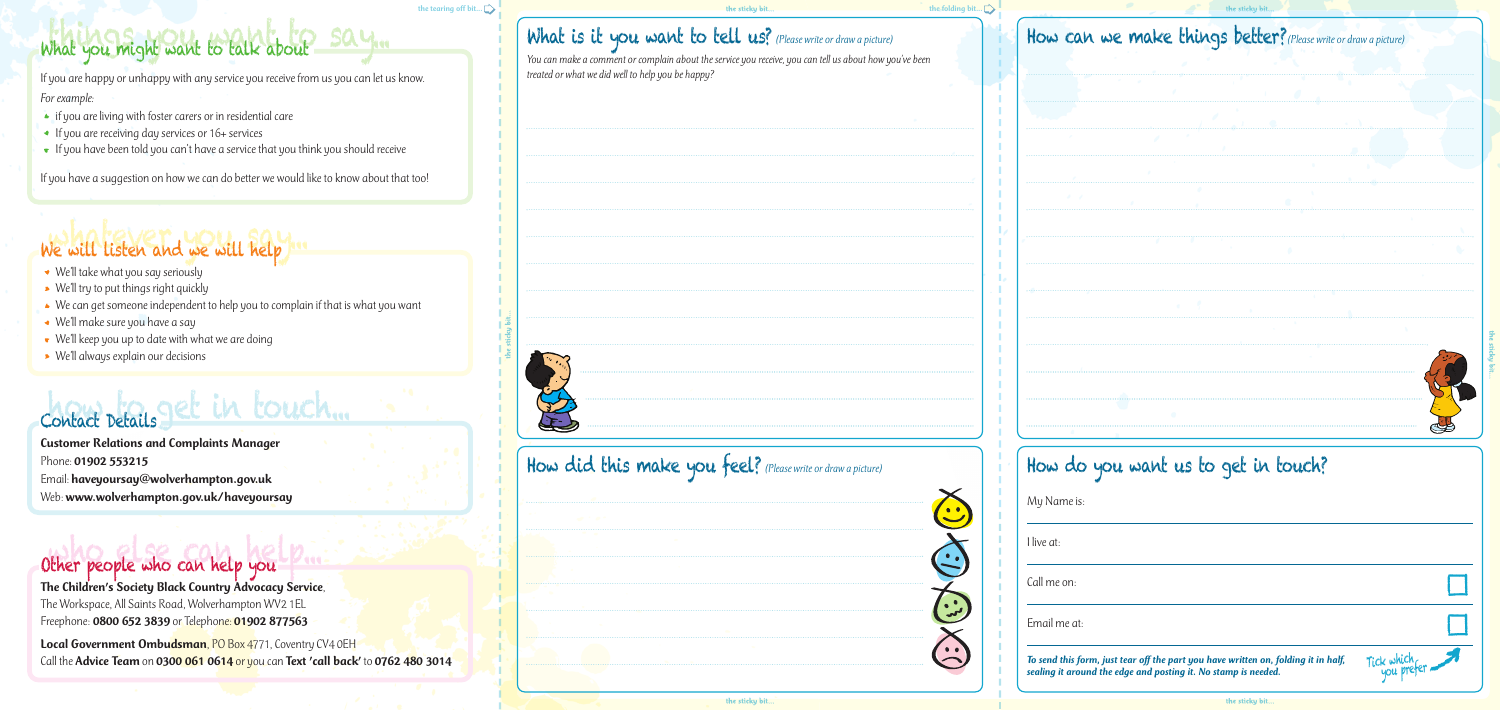## What you might want to talk about

If you are happy or unhappy with any service you receive from us you can let us know.

*For example:*

- if you are living with foster carers or in residential care
- If you are receiving day services or 16+ services
- If you have been told you can't have a service that you think you should receive

If you have a suggestion on how we can do better we would like to know about that too!

## We will listen and we will help

- We'll take what you say seriously
- We'll try to put things right quickly
- We can get someone independent to help you to complain if that is what you want
- We'll make sure you have a say
- We'll keep you up to date with what we are doing
- We'll always explain our decisions

## Contact Details

**Customer Relations and Complaints Manager**
Phone: **01902 553215**
Email: **haveyoursay@wolverhampton.gov.uk**
Web: **www.wolverhampton.gov.uk/haveyoursay**

## Other people who can help you

**The Children's Society Black Country Advocacy Service**, The Workspace, All Saints Road, Wolverhampton WV2 1EL
Freephone: **0800 652 3839** or Telephone: **01902 877563**

**Local Government Ombudsman**, PO Box 4771, Coventry CV4 0EH
Call the **Advice Team** on **0300 061 0614** or you can **Text 'call back'** to **0762 480 3014**

## What is it you want to tell us? *(Please write or draw a picture)*

*You can make a comment or complain about the service you receive, you can tell us about how you've been treated or what we did well to help you be happy?*

## How did this make you feel? *(Please write or draw a picture)*

## How can we make things better? *(Please write or draw a picture)*

## How do you want us to get in touch?

My Name is:

I live at:

Call me on: ☐

Email me at: ☐

Tick which you prefer

***To send this form, just tear off the part you have written on, folding it in half, sealing it around the edge and posting it. No stamp is needed.***